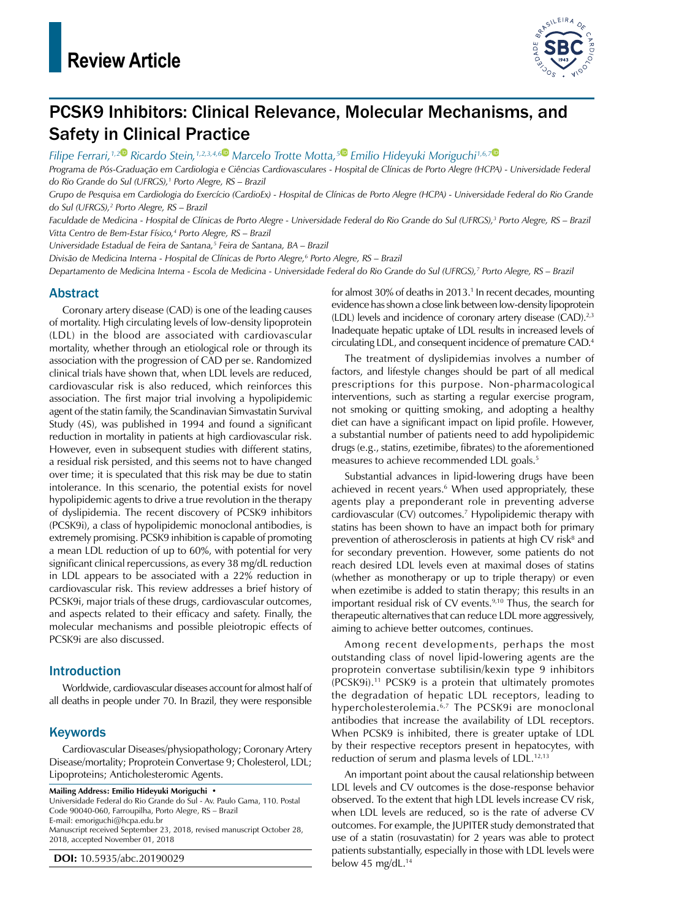Review Article

# PCSK9 Inhibitors: Clinical Relevance, Molecular Mechanisms, and Safety in Clinical Practice

*Filipe Ferrari,[1,2] Ricardo Stein,[1,2,3,4,6] Marcelo Trotte Motta,[5] Emilio Hideyuki Moriguchi[1,6,7]*

*Programa de Pós-Graduação em Cardiologia e Ciências Cardiovasculares - Hospital de Clínicas de Porto Alegre (HCPA) - Universidade Federal do Rio Grande do Sul (UFRGS),[1] Porto Alegre, RS – Brazil*

*Grupo de Pesquisa em Cardiologia do Exercício (CardioEx) - Hospital de Clínicas de Porto Alegre (HCPA) - Universidade Federal do Rio Grande do Sul (UFRGS),[2] Porto Alegre, RS – Brazil*

*Faculdade de Medicina - Hospital de Clínicas de Porto Alegre - Universidade Federal do Rio Grande do Sul (UFRGS),[3] Porto Alegre, RS – Brazil*

*Vitta Centro de Bem-Estar Físico,[4] Porto Alegre, RS – Brazil*

*Universidade Estadual de Feira de Santana,[5] Feira de Santana, BA – Brazil*

*Divisão de Medicina Interna - Hospital de Clínicas de Porto Alegre,[6] Porto Alegre, RS – Brazil*

*Departamento de Medicina Interna - Escola de Medicina - Universidade Federal do Rio Grande do Sul (UFRGS),[7] Porto Alegre, RS – Brazil*

## Abstract

Coronary artery disease (CAD) is one of the leading causes of mortality. High circulating levels of low-density lipoprotein (LDL) in the blood are associated with cardiovascular mortality, whether through an etiological role or through its association with the progression of CAD per se. Randomized clinical trials have shown that, when LDL levels are reduced, cardiovascular risk is also reduced, which reinforces this association. The first major trial involving a hypolipidemic agent of the statin family, the Scandinavian Simvastatin Survival Study (4S), was published in 1994 and found a significant reduction in mortality in patients at high cardiovascular risk. However, even in subsequent studies with different statins, a residual risk persisted, and this seems not to have changed over time; it is speculated that this risk may be due to statin intolerance. In this scenario, the potential exists for novel hypolipidemic agents to drive a true revolution in the therapy of dyslipidemia. The recent discovery of PCSK9 inhibitors (PCSK9i), a class of hypolipidemic monoclonal antibodies, is extremely promising. PCSK9 inhibition is capable of promoting a mean LDL reduction of up to 60%, with potential for very significant clinical repercussions, as every 38 mg/dL reduction in LDL appears to be associated with a 22% reduction in cardiovascular risk. This review addresses a brief history of PCSK9i, major trials of these drugs, cardiovascular outcomes, and aspects related to their efficacy and safety. Finally, the molecular mechanisms and possible pleiotropic effects of PCSK9i are also discussed.

## Introduction

Worldwide, cardiovascular diseases account for almost half of all deaths in people under 70. In Brazil, they were responsible for almost 30% of deaths in 2013.[1] In recent decades, mounting evidence has shown a close link between low-density lipoprotein (LDL) levels and incidence of coronary artery disease (CAD).[2,3] Inadequate hepatic uptake of LDL results in increased levels of circulating LDL, and consequent incidence of premature CAD.[4]

The treatment of dyslipidemias involves a number of factors, and lifestyle changes should be part of all medical prescriptions for this purpose. Non-pharmacological interventions, such as starting a regular exercise program, not smoking or quitting smoking, and adopting a healthy diet can have a significant impact on lipid profile. However, a substantial number of patients need to add hypolipidemic drugs (e.g., statins, ezetimibe, fibrates) to the aforementioned measures to achieve recommended LDL goals.[5]

Substantial advances in lipid-lowering drugs have been achieved in recent years.[6] When used appropriately, these agents play a preponderant role in preventing adverse cardiovascular (CV) outcomes.[7] Hypolipidemic therapy with statins has been shown to have an impact both for primary prevention of atherosclerosis in patients at high CV risk[8] and for secondary prevention. However, some patients do not reach desired LDL levels even at maximal doses of statins (whether as monotherapy or up to triple therapy) or even when ezetimibe is added to statin therapy; this results in an important residual risk of CV events.[9,10] Thus, the search for therapeutic alternatives that can reduce LDL more aggressively, aiming to achieve better outcomes, continues.

Among recent developments, perhaps the most outstanding class of novel lipid-lowering agents are the proprotein convertase subtilisin/kexin type 9 inhibitors (PCSK9i).[11] PCSK9 is a protein that ultimately promotes the degradation of hepatic LDL receptors, leading to hypercholesterolemia.[6,7] The PCSK9i are monoclonal antibodies that increase the availability of LDL receptors. When PCSK9 is inhibited, there is greater uptake of LDL by their respective receptors present in hepatocytes, with reduction of serum and plasma levels of LDL.[12,13]

An important point about the causal relationship between LDL levels and CV outcomes is the dose-response behavior observed. To the extent that high LDL levels increase CV risk, when LDL levels are reduced, so is the rate of adverse CV outcomes. For example, the JUPITER study demonstrated that use of a statin (rosuvastatin) for 2 years was able to protect patients substantially, especially in those with LDL levels were below 45 mg/dL.[14]

## Keywords

Cardiovascular Diseases/physiopathology; Coronary Artery Disease/mortality; Proprotein Convertase 9; Cholesterol, LDL; Lipoproteins; Anticholesteremic Agents.

**Mailing Address: Emilio Hideyuki Moriguchi •**
Universidade Federal do Rio Grande do Sul - Av. Paulo Gama, 110. Postal Code 90040-060, Farroupilha, Porto Alegre, RS – Brazil
E-mail: emoriguchi@hcpa.edu.br
Manuscript received September 23, 2018, revised manuscript October 28, 2018, accepted November 01, 2018

**DOI:** 10.5935/abc.20190029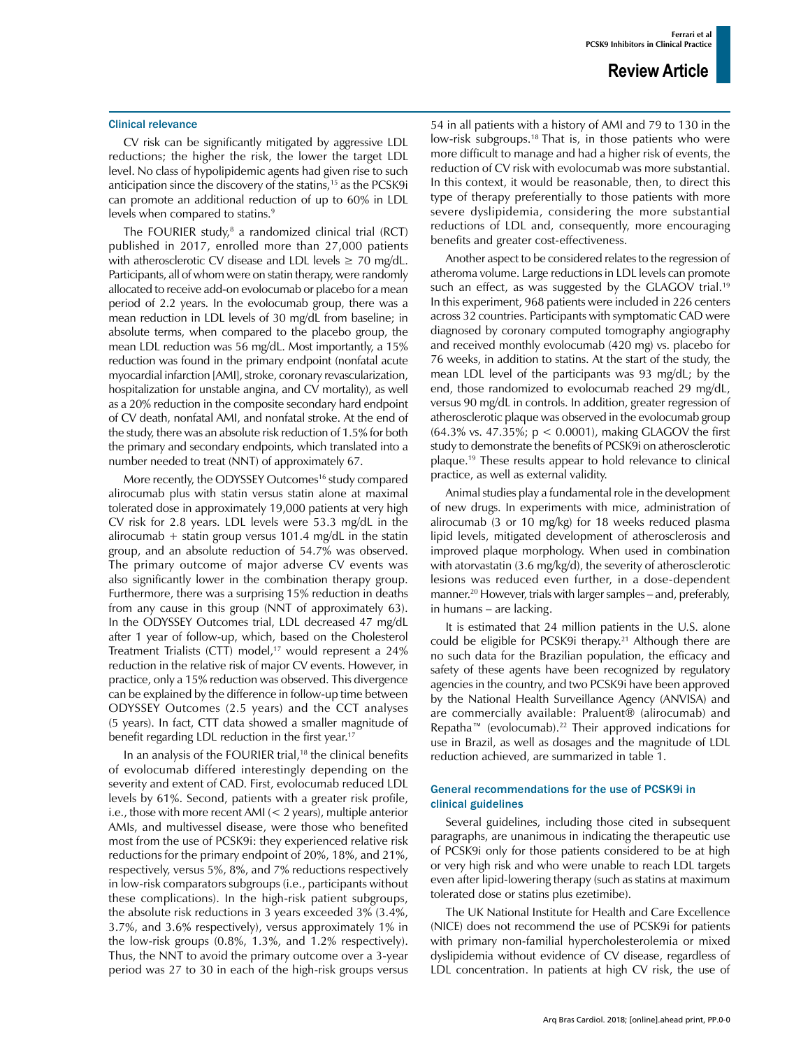### Clinical relevance

CV risk can be significantly mitigated by aggressive LDL reductions; the higher the risk, the lower the target LDL level. No class of hypolipidemic agents had given rise to such anticipation since the discovery of the statins,[15] as the PCSK9i can promote an additional reduction of up to 60% in LDL levels when compared to statins.[9]

The FOURIER study,[8] a randomized clinical trial (RCT) published in 2017, enrolled more than 27,000 patients with atherosclerotic CV disease and LDL levels $\geq$ 70 mg/dL. Participants, all of whom were on statin therapy, were randomly allocated to receive add-on evolocumab or placebo for a mean period of 2.2 years. In the evolocumab group, there was a mean reduction in LDL levels of 30 mg/dL from baseline; in absolute terms, when compared to the placebo group, the mean LDL reduction was 56 mg/dL. Most importantly, a 15% reduction was found in the primary endpoint (nonfatal acute myocardial infarction [AMI], stroke, coronary revascularization, hospitalization for unstable angina, and CV mortality), as well as a 20% reduction in the composite secondary hard endpoint of CV death, nonfatal AMI, and nonfatal stroke. At the end of the study, there was an absolute risk reduction of 1.5% for both the primary and secondary endpoints, which translated into a number needed to treat (NNT) of approximately 67.

More recently, the ODYSSEY Outcomes[16] study compared alirocumab plus with statin versus statin alone at maximal tolerated dose in approximately 19,000 patients at very high CV risk for 2.8 years. LDL levels were 53.3 mg/dL in the alirocumab + statin group versus 101.4 mg/dL in the statin group, and an absolute reduction of 54.7% was observed. The primary outcome of major adverse CV events was also significantly lower in the combination therapy group. Furthermore, there was a surprising 15% reduction in deaths from any cause in this group (NNT of approximately 63). In the ODYSSEY Outcomes trial, LDL decreased 47 mg/dL after 1 year of follow-up, which, based on the Cholesterol Treatment Trialists (CTT) model,[17] would represent a 24% reduction in the relative risk of major CV events. However, in practice, only a 15% reduction was observed. This divergence can be explained by the difference in follow-up time between ODYSSEY Outcomes (2.5 years) and the CCT analyses (5 years). In fact, CTT data showed a smaller magnitude of benefit regarding LDL reduction in the first year.[17]

In an analysis of the FOURIER trial,[18] the clinical benefits of evolocumab differed interestingly depending on the severity and extent of CAD. First, evolocumab reduced LDL levels by 61%. Second, patients with a greater risk profile, i.e., those with more recent AMI (< 2 years), multiple anterior AMIs, and multivessel disease, were those who benefited most from the use of PCSK9i: they experienced relative risk reductions for the primary endpoint of 20%, 18%, and 21%, respectively, versus 5%, 8%, and 7% reductions respectively in low-risk comparators subgroups (i.e., participants without these complications). In the high-risk patient subgroups, the absolute risk reductions in 3 years exceeded 3% (3.4%, 3.7%, and 3.6% respectively), versus approximately 1% in the low-risk groups (0.8%, 1.3%, and 1.2% respectively). Thus, the NNT to avoid the primary outcome over a 3-year period was 27 to 30 in each of the high-risk groups versus 54 in all patients with a history of AMI and 79 to 130 in the low-risk subgroups.[18] That is, in those patients who were more difficult to manage and had a higher risk of events, the reduction of CV risk with evolocumab was more substantial. In this context, it would be reasonable, then, to direct this type of therapy preferentially to those patients with more severe dyslipidemia, considering the more substantial reductions of LDL and, consequently, more encouraging benefits and greater cost-effectiveness.

Another aspect to be considered relates to the regression of atheroma volume. Large reductions in LDL levels can promote such an effect, as was suggested by the GLAGOV trial.[19] In this experiment, 968 patients were included in 226 centers across 32 countries. Participants with symptomatic CAD were diagnosed by coronary computed tomography angiography and received monthly evolocumab (420 mg) vs. placebo for 76 weeks, in addition to statins. At the start of the study, the mean LDL level of the participants was 93 mg/dL; by the end, those randomized to evolocumab reached 29 mg/dL, versus 90 mg/dL in controls. In addition, greater regression of atherosclerotic plaque was observed in the evolocumab group (64.3% vs. 47.35%; $p < 0.0001$), making GLAGOV the first study to demonstrate the benefits of PCSK9i on atherosclerotic plaque.[19] These results appear to hold relevance to clinical practice, as well as external validity.

Animal studies play a fundamental role in the development of new drugs. In experiments with mice, administration of alirocumab (3 or 10 mg/kg) for 18 weeks reduced plasma lipid levels, mitigated development of atherosclerosis and improved plaque morphology. When used in combination with atorvastatin (3.6 mg/kg/d), the severity of atherosclerotic lesions was reduced even further, in a dose-dependent manner.[20] However, trials with larger samples – and, preferably, in humans – are lacking.

It is estimated that 24 million patients in the U.S. alone could be eligible for PCSK9i therapy.[21] Although there are no such data for the Brazilian population, the efficacy and safety of these agents have been recognized by regulatory agencies in the country, and two PCSK9i have been approved by the National Health Surveillance Agency (ANVISA) and are commercially available: Praluent® (alirocumab) and Repatha™ (evolocumab).[22] Their approved indications for use in Brazil, as well as dosages and the magnitude of LDL reduction achieved, are summarized in table 1.

### General recommendations for the use of PCSK9i in clinical guidelines

Several guidelines, including those cited in subsequent paragraphs, are unanimous in indicating the therapeutic use of PCSK9i only for those patients considered to be at high or very high risk and who were unable to reach LDL targets even after lipid-lowering therapy (such as statins at maximum tolerated dose or statins plus ezetimibe).

The UK National Institute for Health and Care Excellence (NICE) does not recommend the use of PCSK9i for patients with primary non-familial hypercholesterolemia or mixed dyslipidemia without evidence of CV disease, regardless of LDL concentration. In patients at high CV risk, the use of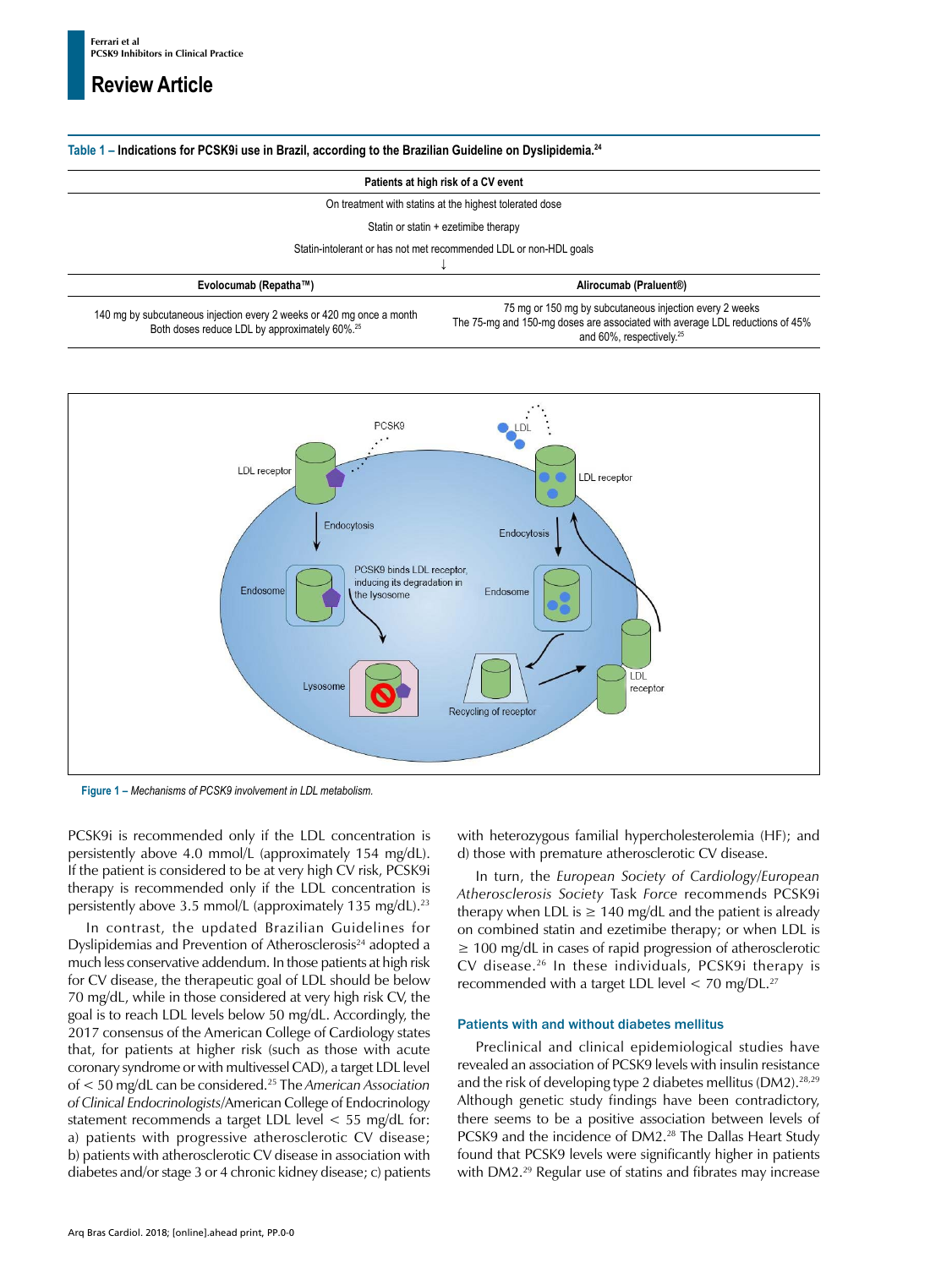**Table 1 – Indications for PCSK9i use in Brazil, according to the Brazilian Guideline on Dyslipidemia.[24]**

| Patients at high risk of a CV event | |
|---|---|
| On treatment with statins at the highest tolerated dose | |
| Statin or statin + ezetimibe therapy | |
| Statin-intolerant or has not met recommended LDL or non-HDL goals ↓ | |
| **Evolocumab (Repatha™)** | **Alirocumab (Praluent®)** |
| 140 mg by subcutaneous injection every 2 weeks or 420 mg once a month. Both doses reduce LDL by approximately 60%.[25] | 75 mg or 150 mg by subcutaneous injection every 2 weeks. The 75-mg and 150-mg doses are associated with average LDL reductions of 45% and 60%, respectively.[25] |

**Figure 1 –** *Mechanisms of PCSK9 involvement in LDL metabolism.*

PCSK9i is recommended only if the LDL concentration is persistently above 4.0 mmol/L (approximately 154 mg/dL). If the patient is considered to be at very high CV risk, PCSK9i therapy is recommended only if the LDL concentration is persistently above 3.5 mmol/L (approximately 135 mg/dL).[23]

In contrast, the updated Brazilian Guidelines for Dyslipidemias and Prevention of Atherosclerosis[24] adopted a much less conservative addendum. In those patients at high risk for CV disease, the therapeutic goal of LDL should be below 70 mg/dL, while in those considered at very high risk CV, the goal is to reach LDL levels below 50 mg/dL. Accordingly, the 2017 consensus of the American College of Cardiology states that, for patients at higher risk (such as those with acute coronary syndrome or with multivessel CAD), a target LDL level of < 50 mg/dL can be considered.[25] The *American Association of Clinical Endocrinologists*/American College of Endocrinology statement recommends a target LDL level < 55 mg/dL for: a) patients with progressive atherosclerotic CV disease; b) patients with atherosclerotic CV disease in association with diabetes and/or stage 3 or 4 chronic kidney disease; c) patients with heterozygous familial hypercholesterolemia (HF); and d) those with premature atherosclerotic CV disease.

In turn, the *European Society of Cardiology/European Atherosclerosis Society* Task *Force* recommends PCSK9i therapy when LDL is ≥ 140 mg/dL and the patient is already on combined statin and ezetimibe therapy; or when LDL is ≥ 100 mg/dL in cases of rapid progression of atherosclerotic CV disease.[26] In these individuals, PCSK9i therapy is recommended with a target LDL level < 70 mg/DL.[27]

### Patients with and without diabetes mellitus

Preclinical and clinical epidemiological studies have revealed an association of PCSK9 levels with insulin resistance and the risk of developing type 2 diabetes mellitus (DM2).[28,29] Although genetic study findings have been contradictory, there seems to be a positive association between levels of PCSK9 and the incidence of DM2.[28] The Dallas Heart Study found that PCSK9 levels were significantly higher in patients with DM2.[29] Regular use of statins and fibrates may increase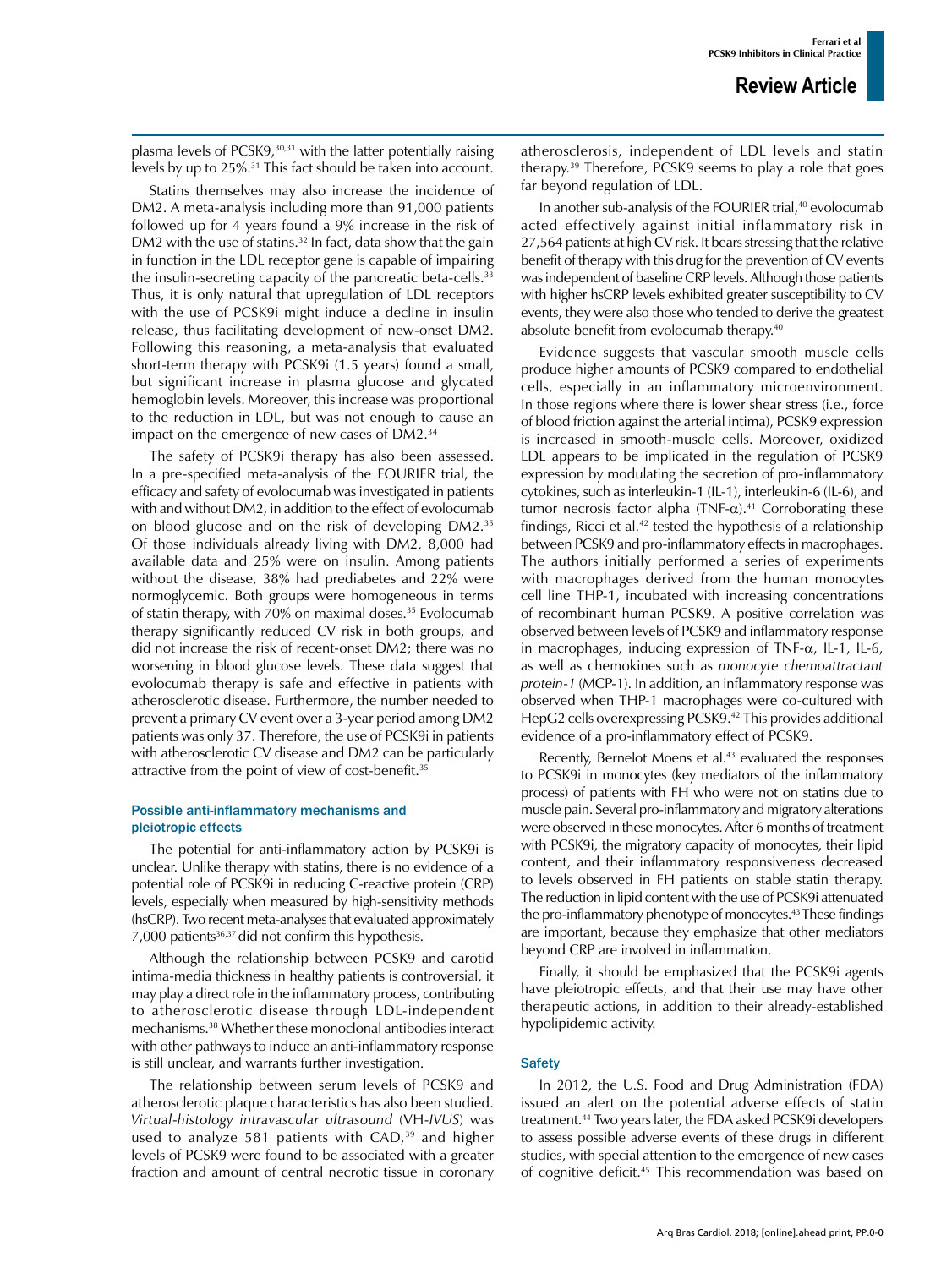plasma levels of PCSK9,[30,31] with the latter potentially raising levels by up to 25%.[31] This fact should be taken into account.

Statins themselves may also increase the incidence of DM2. A meta-analysis including more than 91,000 patients followed up for 4 years found a 9% increase in the risk of DM2 with the use of statins.[32] In fact, data show that the gain in function in the LDL receptor gene is capable of impairing the insulin-secreting capacity of the pancreatic beta-cells.[33] Thus, it is only natural that upregulation of LDL receptors with the use of PCSK9i might induce a decline in insulin release, thus facilitating development of new-onset DM2. Following this reasoning, a meta-analysis that evaluated short-term therapy with PCSK9i (1.5 years) found a small, but significant increase in plasma glucose and glycated hemoglobin levels. Moreover, this increase was proportional to the reduction in LDL, but was not enough to cause an impact on the emergence of new cases of DM2.[34]

The safety of PCSK9i therapy has also been assessed. In a pre-specified meta-analysis of the FOURIER trial, the efficacy and safety of evolocumab was investigated in patients with and without DM2, in addition to the effect of evolocumab on blood glucose and on the risk of developing DM2.[35] Of those individuals already living with DM2, 8,000 had available data and 25% were on insulin. Among patients without the disease, 38% had prediabetes and 22% were normoglycemic. Both groups were homogeneous in terms of statin therapy, with 70% on maximal doses.[35] Evolocumab therapy significantly reduced CV risk in both groups, and did not increase the risk of recent-onset DM2; there was no worsening in blood glucose levels. These data suggest that evolocumab therapy is safe and effective in patients with atherosclerotic disease. Furthermore, the number needed to prevent a primary CV event over a 3-year period among DM2 patients was only 37. Therefore, the use of PCSK9i in patients with atherosclerotic CV disease and DM2 can be particularly attractive from the point of view of cost-benefit.[35]

### Possible anti-inflammatory mechanisms and pleiotropic effects

The potential for anti-inflammatory action by PCSK9i is unclear. Unlike therapy with statins, there is no evidence of a potential role of PCSK9i in reducing C-reactive protein (CRP) levels, especially when measured by high-sensitivity methods (hsCRP). Two recent meta-analyses that evaluated approximately 7,000 patients[36,37] did not confirm this hypothesis.

Although the relationship between PCSK9 and carotid intima-media thickness in healthy patients is controversial, it may play a direct role in the inflammatory process, contributing to atherosclerotic disease through LDL-independent mechanisms.[38] Whether these monoclonal antibodies interact with other pathways to induce an anti-inflammatory response is still unclear, and warrants further investigation.

The relationship between serum levels of PCSK9 and atherosclerotic plaque characteristics has also been studied. *Virtual-histology intravascular ultrasound* (VH-*IVUS*) was used to analyze 581 patients with CAD,[39] and higher levels of PCSK9 were found to be associated with a greater fraction and amount of central necrotic tissue in coronary atherosclerosis, independent of LDL levels and statin therapy.[39] Therefore, PCSK9 seems to play a role that goes far beyond regulation of LDL.

In another sub-analysis of the FOURIER trial,[40] evolocumab acted effectively against initial inflammatory risk in 27,564 patients at high CV risk. It bears stressing that the relative benefit of therapy with this drug for the prevention of CV events was independent of baseline CRP levels. Although those patients with higher hsCRP levels exhibited greater susceptibility to CV events, they were also those who tended to derive the greatest absolute benefit from evolocumab therapy.[40]

Evidence suggests that vascular smooth muscle cells produce higher amounts of PCSK9 compared to endothelial cells, especially in an inflammatory microenvironment. In those regions where there is lower shear stress (i.e., force of blood friction against the arterial intima), PCSK9 expression is increased in smooth-muscle cells. Moreover, oxidized LDL appears to be implicated in the regulation of PCSK9 expression by modulating the secretion of pro-inflammatory cytokines, such as interleukin-1 (IL-1), interleukin-6 (IL-6), and tumor necrosis factor alpha (TNF-α).[41] Corroborating these findings, Ricci et al.[42] tested the hypothesis of a relationship between PCSK9 and pro-inflammatory effects in macrophages. The authors initially performed a series of experiments with macrophages derived from the human monocytes cell line THP-1, incubated with increasing concentrations of recombinant human PCSK9. A positive correlation was observed between levels of PCSK9 and inflammatory response in macrophages, inducing expression of TNF-α, IL-1, IL-6, as well as chemokines such as *monocyte chemoattractant protein-1* (MCP-1). In addition, an inflammatory response was observed when THP-1 macrophages were co-cultured with HepG2 cells overexpressing PCSK9.[42] This provides additional evidence of a pro-inflammatory effect of PCSK9.

Recently, Bernelot Moens et al.[43] evaluated the responses to PCSK9i in monocytes (key mediators of the inflammatory process) of patients with FH who were not on statins due to muscle pain. Several pro-inflammatory and migratory alterations were observed in these monocytes. After 6 months of treatment with PCSK9i, the migratory capacity of monocytes, their lipid content, and their inflammatory responsiveness decreased to levels observed in FH patients on stable statin therapy. The reduction in lipid content with the use of PCSK9i attenuated the pro-inflammatory phenotype of monocytes.[43] These findings are important, because they emphasize that other mediators beyond CRP are involved in inflammation.

Finally, it should be emphasized that the PCSK9i agents have pleiotropic effects, and that their use may have other therapeutic actions, in addition to their already-established hypolipidemic activity.

### Safety

In 2012, the U.S. Food and Drug Administration (FDA) issued an alert on the potential adverse effects of statin treatment.[44] Two years later, the FDA asked PCSK9i developers to assess possible adverse events of these drugs in different studies, with special attention to the emergence of new cases of cognitive deficit.[45] This recommendation was based on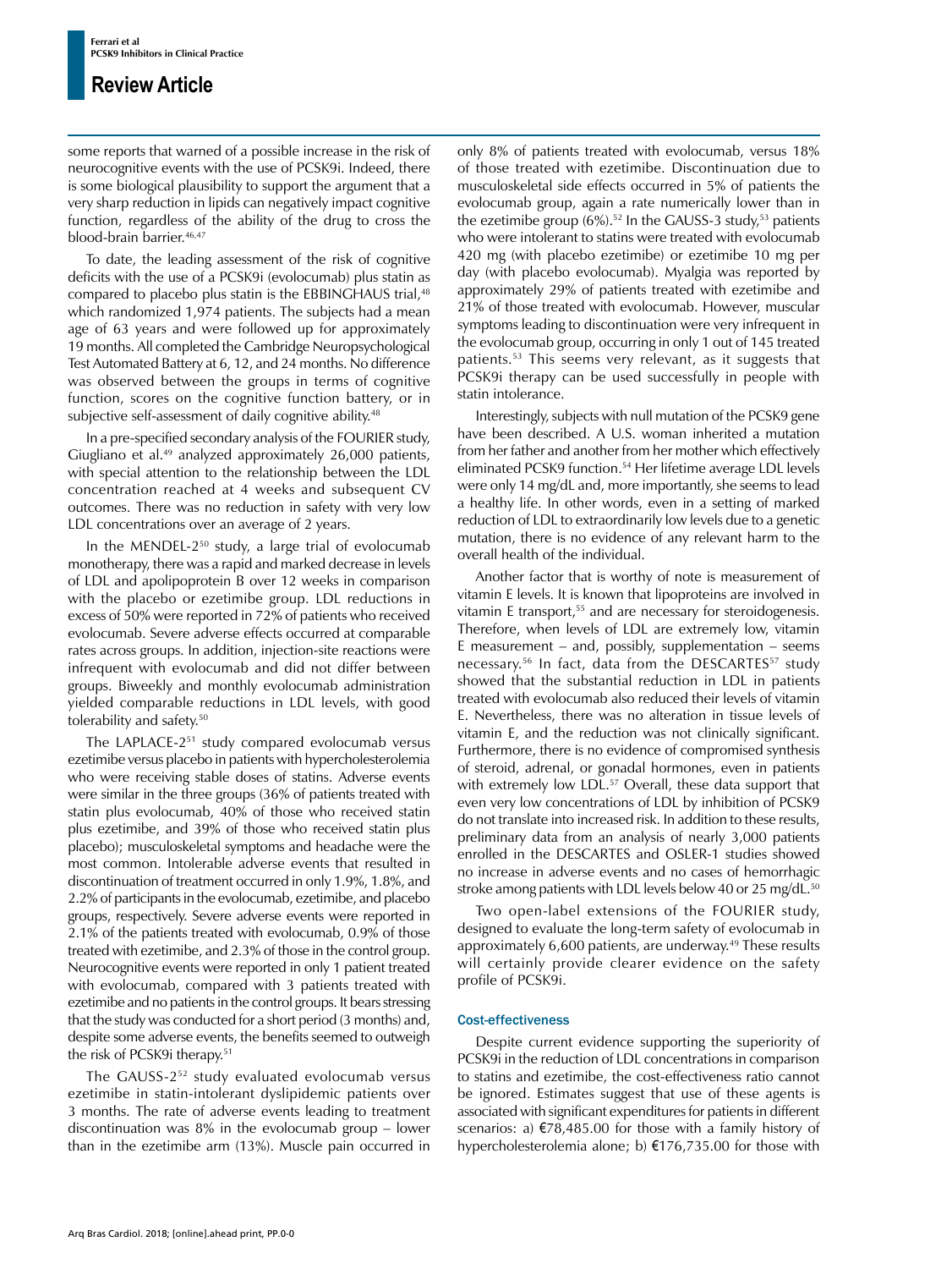some reports that warned of a possible increase in the risk of neurocognitive events with the use of PCSK9i. Indeed, there is some biological plausibility to support the argument that a very sharp reduction in lipids can negatively impact cognitive function, regardless of the ability of the drug to cross the blood-brain barrier.[46,47]

To date, the leading assessment of the risk of cognitive deficits with the use of a PCSK9i (evolocumab) plus statin as compared to placebo plus statin is the EBBINGHAUS trial,[48] which randomized 1,974 patients. The subjects had a mean age of 63 years and were followed up for approximately 19 months. All completed the Cambridge Neuropsychological Test Automated Battery at 6, 12, and 24 months. No difference was observed between the groups in terms of cognitive function, scores on the cognitive function battery, or in subjective self-assessment of daily cognitive ability.[48]

In a pre-specified secondary analysis of the FOURIER study, Giugliano et al.[49] analyzed approximately 26,000 patients, with special attention to the relationship between the LDL concentration reached at 4 weeks and subsequent CV outcomes. There was no reduction in safety with very low LDL concentrations over an average of 2 years.

In the MENDEL-2[50] study, a large trial of evolocumab monotherapy, there was a rapid and marked decrease in levels of LDL and apolipoprotein B over 12 weeks in comparison with the placebo or ezetimibe group. LDL reductions in excess of 50% were reported in 72% of patients who received evolocumab. Severe adverse effects occurred at comparable rates across groups. In addition, injection-site reactions were infrequent with evolocumab and did not differ between groups. Biweekly and monthly evolocumab administration yielded comparable reductions in LDL levels, with good tolerability and safety.[50]

The LAPLACE-2[51] study compared evolocumab versus ezetimibe versus placebo in patients with hypercholesterolemia who were receiving stable doses of statins. Adverse events were similar in the three groups (36% of patients treated with statin plus evolocumab, 40% of those who received statin plus ezetimibe, and 39% of those who received statin plus placebo); musculoskeletal symptoms and headache were the most common. Intolerable adverse events that resulted in discontinuation of treatment occurred in only 1.9%, 1.8%, and 2.2% of participants in the evolocumab, ezetimibe, and placebo groups, respectively. Severe adverse events were reported in 2.1% of the patients treated with evolocumab, 0.9% of those treated with ezetimibe, and 2.3% of those in the control group. Neurocognitive events were reported in only 1 patient treated with evolocumab, compared with 3 patients treated with ezetimibe and no patients in the control groups. It bears stressing that the study was conducted for a short period (3 months) and, despite some adverse events, the benefits seemed to outweigh the risk of PCSK9i therapy.[51]

The GAUSS-2[52] study evaluated evolocumab versus ezetimibe in statin-intolerant dyslipidemic patients over 3 months. The rate of adverse events leading to treatment discontinuation was 8% in the evolocumab group – lower than in the ezetimibe arm (13%). Muscle pain occurred in only 8% of patients treated with evolocumab, versus 18% of those treated with ezetimibe. Discontinuation due to musculoskeletal side effects occurred in 5% of patients the evolocumab group, again a rate numerically lower than in the ezetimibe group (6%).[52] In the GAUSS-3 study,[53] patients who were intolerant to statins were treated with evolocumab 420 mg (with placebo ezetimibe) or ezetimibe 10 mg per day (with placebo evolocumab). Myalgia was reported by approximately 29% of patients treated with ezetimibe and 21% of those treated with evolocumab. However, muscular symptoms leading to discontinuation were very infrequent in the evolocumab group, occurring in only 1 out of 145 treated patients.[53] This seems very relevant, as it suggests that PCSK9i therapy can be used successfully in people with statin intolerance.

Interestingly, subjects with null mutation of the PCSK9 gene have been described. A U.S. woman inherited a mutation from her father and another from her mother which effectively eliminated PCSK9 function.[54] Her lifetime average LDL levels were only 14 mg/dL and, more importantly, she seems to lead a healthy life. In other words, even in a setting of marked reduction of LDL to extraordinarily low levels due to a genetic mutation, there is no evidence of any relevant harm to the overall health of the individual.

Another factor that is worthy of note is measurement of vitamin E levels. It is known that lipoproteins are involved in vitamin E transport,[55] and are necessary for steroidogenesis. Therefore, when levels of LDL are extremely low, vitamin E measurement – and, possibly, supplementation – seems necessary.[56] In fact, data from the DESCARTES[57] study showed that the substantial reduction in LDL in patients treated with evolocumab also reduced their levels of vitamin E. Nevertheless, there was no alteration in tissue levels of vitamin E, and the reduction was not clinically significant. Furthermore, there is no evidence of compromised synthesis of steroid, adrenal, or gonadal hormones, even in patients with extremely low LDL.[57] Overall, these data support that even very low concentrations of LDL by inhibition of PCSK9 do not translate into increased risk. In addition to these results, preliminary data from an analysis of nearly 3,000 patients enrolled in the DESCARTES and OSLER-1 studies showed no increase in adverse events and no cases of hemorrhagic stroke among patients with LDL levels below 40 or 25 mg/dL.[50]

Two open-label extensions of the FOURIER study, designed to evaluate the long-term safety of evolocumab in approximately 6,600 patients, are underway.[49] These results will certainly provide clearer evidence on the safety profile of PCSK9i.

### Cost-effectiveness

Despite current evidence supporting the superiority of PCSK9i in the reduction of LDL concentrations in comparison to statins and ezetimibe, the cost-effectiveness ratio cannot be ignored. Estimates suggest that use of these agents is associated with significant expenditures for patients in different scenarios: a) €78,485.00 for those with a family history of hypercholesterolemia alone; b) €176,735.00 for those with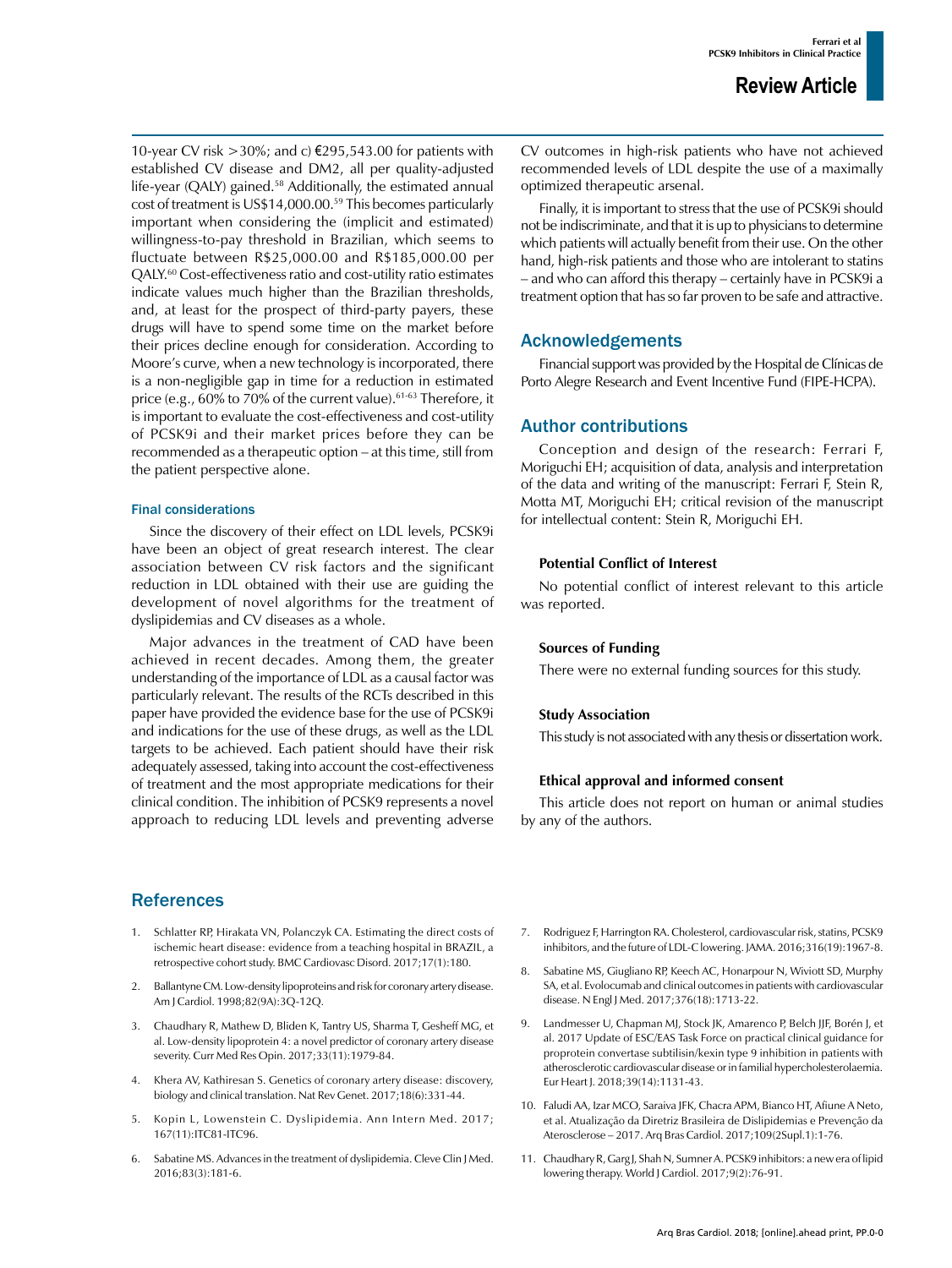10-year CV risk >30%; and c) €295,543.00 for patients with established CV disease and DM2, all per quality-adjusted life-year (QALY) gained.[58] Additionally, the estimated annual cost of treatment is US$14,000.00.[59] This becomes particularly important when considering the (implicit and estimated) willingness-to-pay threshold in Brazilian, which seems to fluctuate between R$25,000.00 and R$185,000.00 per QALY.[60] Cost-effectiveness ratio and cost-utility ratio estimates indicate values much higher than the Brazilian thresholds, and, at least for the prospect of third-party payers, these drugs will have to spend some time on the market before their prices decline enough for consideration. According to Moore's curve, when a new technology is incorporated, there is a non-negligible gap in time for a reduction in estimated price (e.g., 60% to 70% of the current value).[61-63] Therefore, it is important to evaluate the cost-effectiveness and cost-utility of PCSK9i and their market prices before they can be recommended as a therapeutic option – at this time, still from the patient perspective alone.

### Final considerations

Since the discovery of their effect on LDL levels, PCSK9i have been an object of great research interest. The clear association between CV risk factors and the significant reduction in LDL obtained with their use are guiding the development of novel algorithms for the treatment of dyslipidemias and CV diseases as a whole.

Major advances in the treatment of CAD have been achieved in recent decades. Among them, the greater understanding of the importance of LDL as a causal factor was particularly relevant. The results of the RCTs described in this paper have provided the evidence base for the use of PCSK9i and indications for the use of these drugs, as well as the LDL targets to be achieved. Each patient should have their risk adequately assessed, taking into account the cost-effectiveness of treatment and the most appropriate medications for their clinical condition. The inhibition of PCSK9 represents a novel approach to reducing LDL levels and preventing adverse CV outcomes in high-risk patients who have not achieved recommended levels of LDL despite the use of a maximally optimized therapeutic arsenal.

Finally, it is important to stress that the use of PCSK9i should not be indiscriminate, and that it is up to physicians to determine which patients will actually benefit from their use. On the other hand, high-risk patients and those who are intolerant to statins – and who can afford this therapy – certainly have in PCSK9i a treatment option that has so far proven to be safe and attractive.

## Acknowledgements

Financial support was provided by the Hospital de Clínicas de Porto Alegre Research and Event Incentive Fund (FIPE-HCPA).

## Author contributions

Conception and design of the research: Ferrari F, Moriguchi EH; acquisition of data, analysis and interpretation of the data and writing of the manuscript: Ferrari F, Stein R, Motta MT, Moriguchi EH; critical revision of the manuscript for intellectual content: Stein R, Moriguchi EH.

**Potential Conflict of Interest**

No potential conflict of interest relevant to this article was reported.

**Sources of Funding**

There were no external funding sources for this study.

**Study Association**

This study is not associated with any thesis or dissertation work.

**Ethical approval and informed consent**

This article does not report on human or animal studies by any of the authors.

## References

1. Schlatter RP, Hirakata VN, Polanczyk CA. Estimating the direct costs of ischemic heart disease: evidence from a teaching hospital in BRAZIL, a retrospective cohort study. BMC Cardiovasc Disord. 2017;17(1):180.
2. Ballantyne CM. Low-density lipoproteins and risk for coronary artery disease. Am J Cardiol. 1998;82(9A):3Q-12Q.
3. Chaudhary R, Mathew D, Bliden K, Tantry US, Sharma T, Gesheff MG, et al. Low-density lipoprotein 4: a novel predictor of coronary artery disease severity. Curr Med Res Opin. 2017;33(11):1979-84.
4. Khera AV, Kathiresan S. Genetics of coronary artery disease: discovery, biology and clinical translation. Nat Rev Genet. 2017;18(6):331-44.
5. Kopin L, Lowenstein C. Dyslipidemia. Ann Intern Med. 2017; 167(11):ITC81-ITC96.
6. Sabatine MS. Advances in the treatment of dyslipidemia. Cleve Clin J Med. 2016;83(3):181-6.
7. Rodriguez F, Harrington RA. Cholesterol, cardiovascular risk, statins, PCSK9 inhibitors, and the future of LDL-C lowering. JAMA. 2016;316(19):1967-8.
8. Sabatine MS, Giugliano RP, Keech AC, Honarpour N, Wiviott SD, Murphy SA, et al. Evolocumab and clinical outcomes in patients with cardiovascular disease. N Engl J Med. 2017;376(18):1713-22.
9. Landmesser U, Chapman MJ, Stock JK, Amarenco P, Belch JJF, Borén J, et al. 2017 Update of ESC/EAS Task Force on practical clinical guidance for proprotein convertase subtilisin/kexin type 9 inhibition in patients with atherosclerotic cardiovascular disease or in familial hypercholesterolaemia. Eur Heart J. 2018;39(14):1131-43.
10. Faludi AA, Izar MCO, Saraiva JFK, Chacra APM, Bianco HT, Afiune A Neto, et al. Atualização da Diretriz Brasileira de Dislipidemias e Prevenção da Aterosclerose – 2017. Arq Bras Cardiol. 2017;109(2Supl.1):1-76.
11. Chaudhary R, Garg J, Shah N, Sumner A. PCSK9 inhibitors: a new era of lipid lowering therapy. World J Cardiol. 2017;9(2):76-91.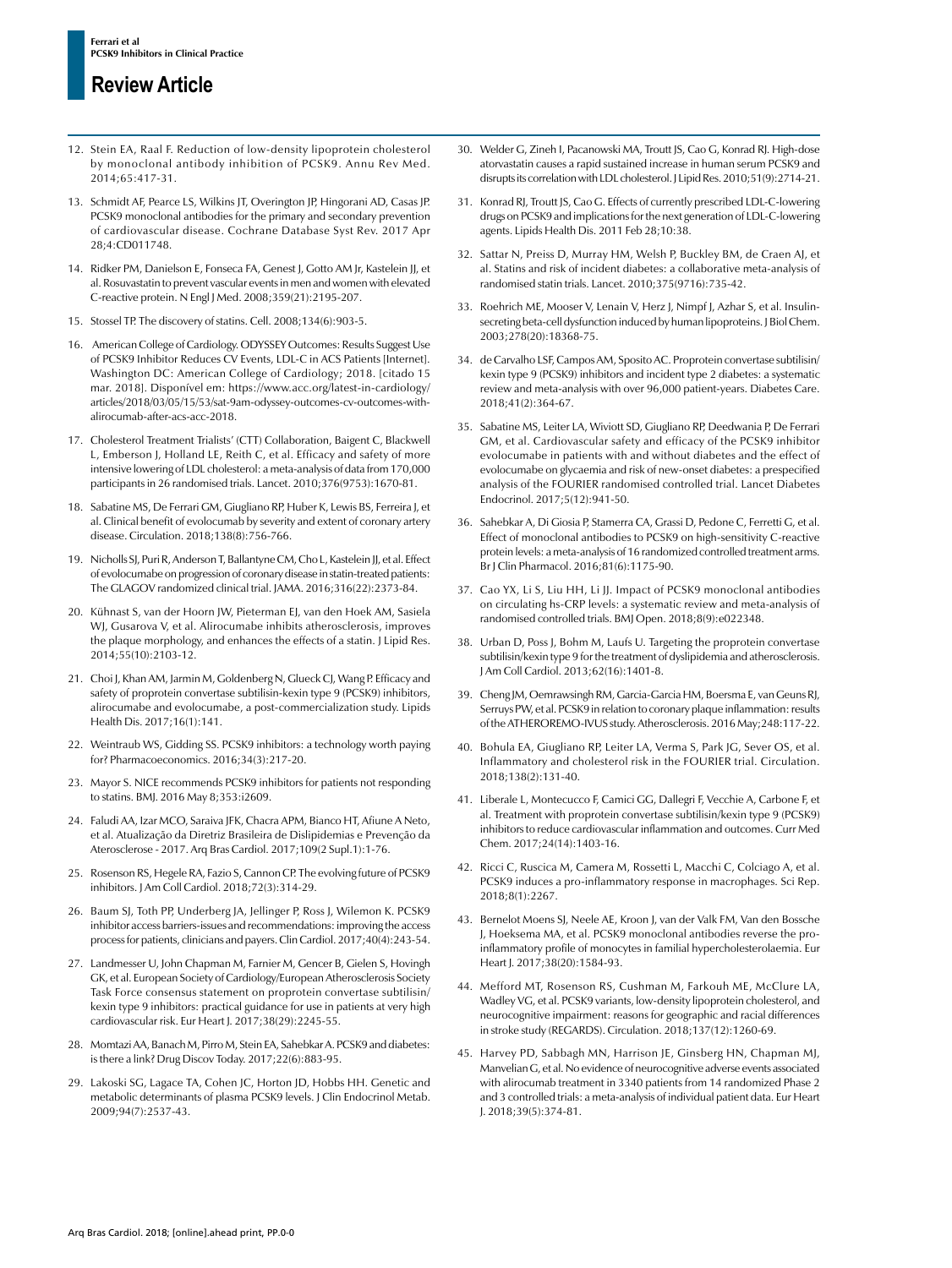12. Stein EA, Raal F. Reduction of low-density lipoprotein cholesterol by monoclonal antibody inhibition of PCSK9. Annu Rev Med. 2014;65:417-31.

13. Schmidt AF, Pearce LS, Wilkins JT, Overington JP, Hingorani AD, Casas JP. PCSK9 monoclonal antibodies for the primary and secondary prevention of cardiovascular disease. Cochrane Database Syst Rev. 2017 Apr 28;4:CD011748.

14. Ridker PM, Danielson E, Fonseca FA, Genest J, Gotto AM Jr, Kastelein JJ, et al. Rosuvastatin to prevent vascular events in men and women with elevated C-reactive protein. N Engl J Med. 2008;359(21):2195-207.

15. Stossel TP. The discovery of statins. Cell. 2008;134(6):903-5.

16. American College of Cardiology. ODYSSEY Outcomes: Results Suggest Use of PCSK9 Inhibitor Reduces CV Events, LDL-C in ACS Patients [Internet]. Washington DC: American College of Cardiology; 2018. [citado 15 mar. 2018]. Disponível em: https://www.acc.org/latest-in-cardiology/articles/2018/03/05/15/53/sat-9am-odyssey-outcomes-cv-outcomes-with-alirocumab-after-acs-acc-2018.

17. Cholesterol Treatment Trialists' (CTT) Collaboration, Baigent C, Blackwell L, Emberson J, Holland LE, Reith C, et al. Efficacy and safety of more intensive lowering of LDL cholesterol: a meta-analysis of data from 170,000 participants in 26 randomised trials. Lancet. 2010;376(9753):1670-81.

18. Sabatine MS, De Ferrari GM, Giugliano RP, Huber K, Lewis BS, Ferreira J, et al. Clinical benefit of evolocumab by severity and extent of coronary artery disease. Circulation. 2018;138(8):756-766.

19. Nicholls SJ, Puri R, Anderson T, Ballantyne CM, Cho L, Kastelein JJ, et al. Effect of evolocumab on progression of coronary disease in statin-treated patients: The GLAGOV randomized clinical trial. JAMA. 2016;316(22):2373-84.

20. Kühnast S, van der Hoorn JW, Pieterman EJ, van den Hoek AM, Sasiela WJ, Gusarova V, et al. Alirocumabe inhibits atherosclerosis, improves the plaque morphology, and enhances the effects of a statin. J Lipid Res. 2014;55(10):2103-12.

21. Choi J, Khan AM, Jarmin M, Goldenberg N, Glueck CJ, Wang P. Efficacy and safety of proprotein convertase subtilisin-kexin type 9 (PCSK9) inhibitors, alirocumabe and evolocumabe, a post-commercialization study. Lipids Health Dis. 2017;16(1):141.

22. Weintraub WS, Gidding SS. PCSK9 inhibitors: a technology worth paying for? Pharmacoeconomics. 2016;34(3):217-20.

23. Mayor S. NICE recommends PCSK9 inhibitors for patients not responding to statins. BMJ. 2016 May 8;353:i2609.

24. Faludi AA, Izar MCO, Saraiva JFK, Chacra APM, Bianco HT, Afiune A Neto, et al. Atualização da Diretriz Brasileira de Dislipidemias e Prevenção da Aterosclerose - 2017. Arq Bras Cardiol. 2017;109(2 Supl.1):1-76.

25. Rosenson RS, Hegele RA, Fazio S, Cannon CP. The evolving future of PCSK9 inhibitors. J Am Coll Cardiol. 2018;72(3):314-29.

26. Baum SJ, Toth PP, Underberg JA, Jellinger P, Ross J, Wilemon K. PCSK9 inhibitor access barriers-issues and recommendations: improving the access process for patients, clinicians and payers. Clin Cardiol. 2017;40(4):243-54.

27. Landmesser U, John Chapman M, Farnier M, Gencer B, Gielen S, Hovingh GK, et al. European Society of Cardiology/European Atherosclerosis Society Task Force consensus statement on proprotein convertase subtilisin/kexin type 9 inhibitors: practical guidance for use in patients at very high cardiovascular risk. Eur Heart J. 2017;38(29):2245-55.

28. Momtazi AA, Banach M, Pirro M, Stein EA, Sahebkar A. PCSK9 and diabetes: is there a link? Drug Discov Today. 2017;22(6):883-95.

29. Lakoski SG, Lagace TA, Cohen JC, Horton JD, Hobbs HH. Genetic and metabolic determinants of plasma PCSK9 levels. J Clin Endocrinol Metab. 2009;94(7):2537-43.

30. Welder G, Zineh I, Pacanowski MA, Troutt JS, Cao G, Konrad RJ. High-dose atorvastatin causes a rapid sustained increase in human serum PCSK9 and disrupts its correlation with LDL cholesterol. J Lipid Res. 2010;51(9):2714-21.

31. Konrad RJ, Troutt JS, Cao G. Effects of currently prescribed LDL-C-lowering drugs on PCSK9 and implications for the next generation of LDL-C-lowering agents. Lipids Health Dis. 2011 Feb 28;10:38.

32. Sattar N, Preiss D, Murray HM, Welsh P, Buckley BM, de Craen AJ, et al. Statins and risk of incident diabetes: a collaborative meta-analysis of randomised statin trials. Lancet. 2010;375(9716):735-42.

33. Roehrich ME, Mooser V, Lenain V, Herz J, Nimpf J, Azhar S, et al. Insulin-secreting beta-cell dysfunction induced by human lipoproteins. J Biol Chem. 2003;278(20):18368-75.

34. de Carvalho LSF, Campos AM, Sposito AC. Proprotein convertase subtilisin/kexin type 9 (PCSK9) inhibitors and incident type 2 diabetes: a systematic review and meta-analysis with over 96,000 patient-years. Diabetes Care. 2018;41(2):364-67.

35. Sabatine MS, Leiter LA, Wiviott SD, Giugliano RP, Deedwania P, De Ferrari GM, et al. Cardiovascular safety and efficacy of the PCSK9 inhibitor evolocumabe in patients with and without diabetes and the effect of evolocumabe on glycaemia and risk of new-onset diabetes: a prespecified analysis of the FOURIER randomised controlled trial. Lancet Diabetes Endocrinol. 2017;5(12):941-50.

36. Sahebkar A, Di Giosia P, Stamerra CA, Grassi D, Pedone C, Ferretti G, et al. Effect of monoclonal antibodies to PCSK9 on high-sensitivity C-reactive protein levels: a meta-analysis of 16 randomized controlled treatment arms. Br J Clin Pharmacol. 2016;81(6):1175-90.

37. Cao YX, Li S, Liu HH, Li JJ. Impact of PCSK9 monoclonal antibodies on circulating hs-CRP levels: a systematic review and meta-analysis of randomised controlled trials. BMJ Open. 2018;8(9):e022348.

38. Urban D, Poss J, Bohm M, Laufs U. Targeting the proprotein convertase subtilisin/kexin type 9 for the treatment of dyslipidemia and atherosclerosis. J Am Coll Cardiol. 2013;62(16):1401-8.

39. Cheng JM, Oemrawsingh RM, Garcia-Garcia HM, Boersma E, van Geuns RJ, Serruys PW, et al. PCSK9 in relation to coronary plaque inflammation: results of the ATHEROREMO-IVUS study. Atherosclerosis. 2016 May;248:117-22.

40. Bohula EA, Giugliano RP, Leiter LA, Verma S, Park JG, Sever OS, et al. Inflammatory and cholesterol risk in the FOURIER trial. Circulation. 2018;138(2):131-40.

41. Liberale L, Montecucco F, Camici GG, Dallegri F, Vecchie A, Carbone F, et al. Treatment with proprotein convertase subtilisin/kexin type 9 (PCSK9) inhibitors to reduce cardiovascular inflammation and outcomes. Curr Med Chem. 2017;24(14):1403-16.

42. Ricci C, Ruscica M, Camera M, Rossetti L, Macchi C, Colciago A, et al. PCSK9 induces a pro-inflammatory response in macrophages. Sci Rep. 2018;8(1):2267.

43. Bernelot Moens SJ, Neele AE, Kroon J, van der Valk FM, Van den Bossche J, Hoeksema MA, et al. PCSK9 monoclonal antibodies reverse the pro-inflammatory profile of monocytes in familial hypercholesterolaemia. Eur Heart J. 2017;38(20):1584-93.

44. Mefford MT, Rosenson RS, Cushman M, Farkouh ME, McClure LA, Wadley VG, et al. PCSK9 variants, low-density lipoprotein cholesterol, and neurocognitive impairment: reasons for geographic and racial differences in stroke study (REGARDS). Circulation. 2018;137(12):1260-69.

45. Harvey PD, Sabbagh MN, Harrison JE, Ginsberg HN, Chapman MJ, Manvelian G, et al. No evidence of neurocognitive adverse events associated with alirocumab treatment in 3340 patients from 14 randomized Phase 2 and 3 controlled trials: a meta-analysis of individual patient data. Eur Heart J. 2018;39(5):374-81.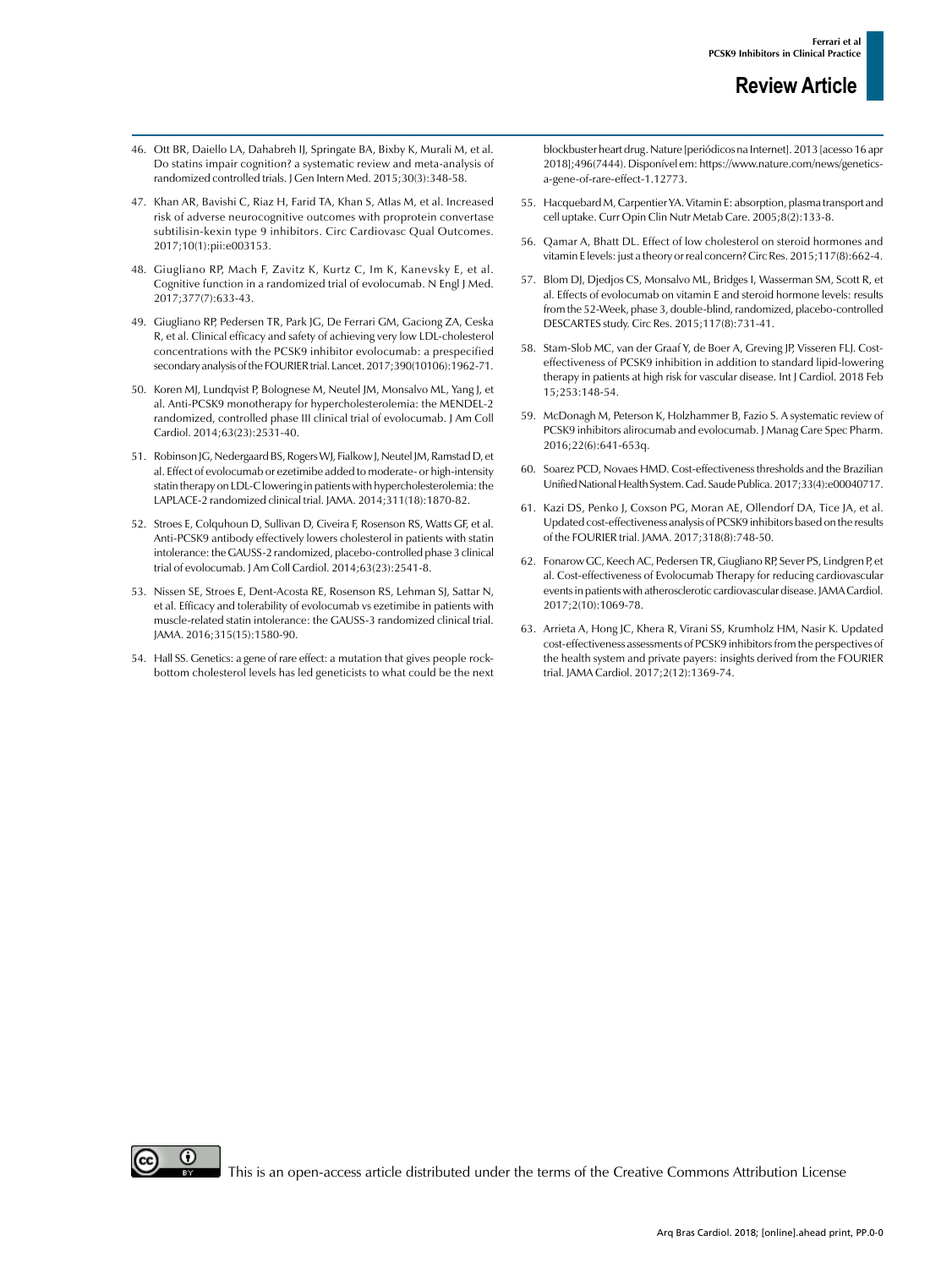46. Ott BR, Daiello LA, Dahabreh IJ, Springate BA, Bixby K, Murali M, et al. Do statins impair cognition? a systematic review and meta-analysis of randomized controlled trials. J Gen Intern Med. 2015;30(3):348-58.

47. Khan AR, Bavishi C, Riaz H, Farid TA, Khan S, Atlas M, et al. Increased risk of adverse neurocognitive outcomes with proprotein convertase subtilisin-kexin type 9 inhibitors. Circ Cardiovasc Qual Outcomes. 2017;10(1):pii:e003153.

48. Giugliano RP, Mach F, Zavitz K, Kurtz C, Im K, Kanevsky E, et al. Cognitive function in a randomized trial of evolocumab. N Engl J Med. 2017;377(7):633-43.

49. Giugliano RP, Pedersen TR, Park JG, De Ferrari GM, Gaciong ZA, Ceska R, et al. Clinical efficacy and safety of achieving very low LDL-cholesterol concentrations with the PCSK9 inhibitor evolocumab: a prespecified secondary analysis of the FOURIER trial. Lancet. 2017;390(10106):1962-71.

50. Koren MJ, Lundqvist P, Bolognese M, Neutel JM, Monsalvo ML, Yang J, et al. Anti-PCSK9 monotherapy for hypercholesterolemia: the MENDEL-2 randomized, controlled phase III clinical trial of evolocumab. J Am Coll Cardiol. 2014;63(23):2531-40.

51. Robinson JG, Nedergaard BS, Rogers WJ, Fialkow J, Neutel JM, Ramstad D, et al. Effect of evolocumab or ezetimibe added to moderate- or high-intensity statin therapy on LDL-C lowering in patients with hypercholesterolemia: the LAPLACE-2 randomized clinical trial. JAMA. 2014;311(18):1870-82.

52. Stroes E, Colquhoun D, Sullivan D, Civeira F, Rosenson RS, Watts GF, et al. Anti-PCSK9 antibody effectively lowers cholesterol in patients with statin intolerance: the GAUSS-2 randomized, placebo-controlled phase 3 clinical trial of evolocumab. J Am Coll Cardiol. 2014;63(23):2541-8.

53. Nissen SE, Stroes E, Dent-Acosta RE, Rosenson RS, Lehman SJ, Sattar N, et al. Efficacy and tolerability of evolocumab vs ezetimibe in patients with muscle-related statin intolerance: the GAUSS-3 randomized clinical trial. JAMA. 2016;315(15):1580-90.

54. Hall SS. Genetics: a gene of rare effect: a mutation that gives people rock-bottom cholesterol levels has led geneticists to what could be the next blockbuster heart drug. Nature [periódicos na Internet]. 2013 [acesso 16 apr 2018];496(7444). Disponível em: https://www.nature.com/news/genetics-a-gene-of-rare-effect-1.12773.

55. Hacquebard M, Carpentier YA. Vitamin E: absorption, plasma transport and cell uptake. Curr Opin Clin Nutr Metab Care. 2005;8(2):133-8.

56. Qamar A, Bhatt DL. Effect of low cholesterol on steroid hormones and vitamin E levels: just a theory or real concern? Circ Res. 2015;117(8):662-4.

57. Blom DJ, Djedjos CS, Monsalvo ML, Bridges I, Wasserman SM, Scott R, et al. Effects of evolocumab on vitamin E and steroid hormone levels: results from the 52-Week, phase 3, double-blind, randomized, placebo-controlled DESCARTES study. Circ Res. 2015;117(8):731-41.

58. Stam-Slob MC, van der Graaf Y, de Boer A, Greving JP, Visseren FLJ. Cost-effectiveness of PCSK9 inhibition in addition to standard lipid-lowering therapy in patients at high risk for vascular disease. Int J Cardiol. 2018 Feb 15;253:148-54.

59. McDonagh M, Peterson K, Holzhammer B, Fazio S. A systematic review of PCSK9 inhibitors alirocumab and evolocumab. J Manag Care Spec Pharm. 2016;22(6):641-653q.

60. Soarez PCD, Novaes HMD. Cost-effectiveness thresholds and the Brazilian Unified National Health System. Cad. Saude Publica. 2017;33(4):e00040717.

61. Kazi DS, Penko J, Coxson PG, Moran AE, Ollendorf DA, Tice JA, et al. Updated cost-effectiveness analysis of PCSK9 inhibitors based on the results of the FOURIER trial. JAMA. 2017;318(8):748-50.

62. Fonarow GC, Keech AC, Pedersen TR, Giugliano RP, Sever PS, Lindgren P, et al. Cost-effectiveness of Evolocumab Therapy for reducing cardiovascular events in patients with atherosclerotic cardiovascular disease. JAMA Cardiol. 2017;2(10):1069-78.

63. Arrieta A, Hong JC, Khera R, Virani SS, Krumholz HM, Nasir K. Updated cost-effectiveness assessments of PCSK9 inhibitors from the perspectives of the health system and private payers: insights derived from the FOURIER trial. JAMA Cardiol. 2017;2(12):1369-74.

This is an open-access article distributed under the terms of the Creative Commons Attribution License